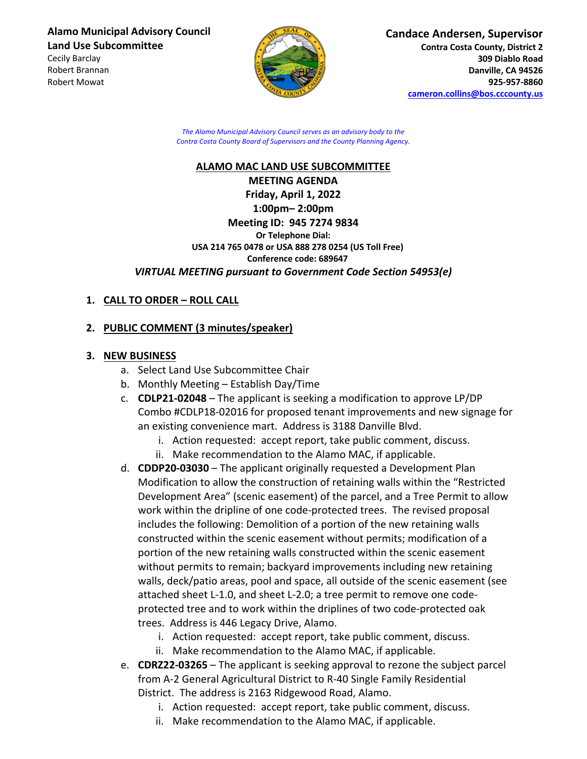**Alamo Municipal Advisory Council**
**Land Use Subcommittee**
Cecily Barclay
Robert Brannan
Robert Mowat

**Candace Andersen, Supervisor**
**Contra Costa County, District 2**
**309 Diablo Road**
**Danville, CA 94526**
**925-957-8860**
**cameron.collins@bos.cccounty.us**

*The Alamo Municipal Advisory Council serves as an advisory body to the Contra Costa County Board of Supervisors and the County Planning Agency.*

# ALAMO MAC LAND USE SUBCOMMITTEE

## MEETING AGENDA
**Friday, April 1, 2022**
**1:00pm– 2:00pm**
**Meeting ID: 945 7274 9834**
**Or Telephone Dial:**
**USA 214 765 0478 or USA 888 278 0254 (US Toll Free)**
**Conference code: 689647**
***VIRTUAL MEETING pursuant to Government Code Section 54953(e)***

1. **CALL TO ORDER – ROLL CALL**

2. **PUBLIC COMMENT (3 minutes/speaker)**

3. **NEW BUSINESS**
   a. Select Land Use Subcommittee Chair
   b. Monthly Meeting – Establish Day/Time
   c. **CDLP21-02048** – The applicant is seeking a modification to approve LP/DP Combo #CDLP18-02016 for proposed tenant improvements and new signage for an existing convenience mart. Address is 3188 Danville Blvd.
      i. Action requested: accept report, take public comment, discuss.
      ii. Make recommendation to the Alamo MAC, if applicable.
   d. **CDDP20-03030** – The applicant originally requested a Development Plan Modification to allow the construction of retaining walls within the "Restricted Development Area" (scenic easement) of the parcel, and a Tree Permit to allow work within the dripline of one code-protected trees. The revised proposal includes the following: Demolition of a portion of the new retaining walls constructed within the scenic easement without permits; modification of a portion of the new retaining walls constructed within the scenic easement without permits to remain; backyard improvements including new retaining walls, deck/patio areas, pool and space, all outside of the scenic easement (see attached sheet L-1.0, and sheet L-2.0; a tree permit to remove one code-protected tree and to work within the driplines of two code-protected oak trees. Address is 446 Legacy Drive, Alamo.
      i. Action requested: accept report, take public comment, discuss.
      ii. Make recommendation to the Alamo MAC, if applicable.
   e. **CDRZ22-03265** – The applicant is seeking approval to rezone the subject parcel from A-2 General Agricultural District to R-40 Single Family Residential District. The address is 2163 Ridgewood Road, Alamo.
      i. Action requested: accept report, take public comment, discuss.
      ii. Make recommendation to the Alamo MAC, if applicable.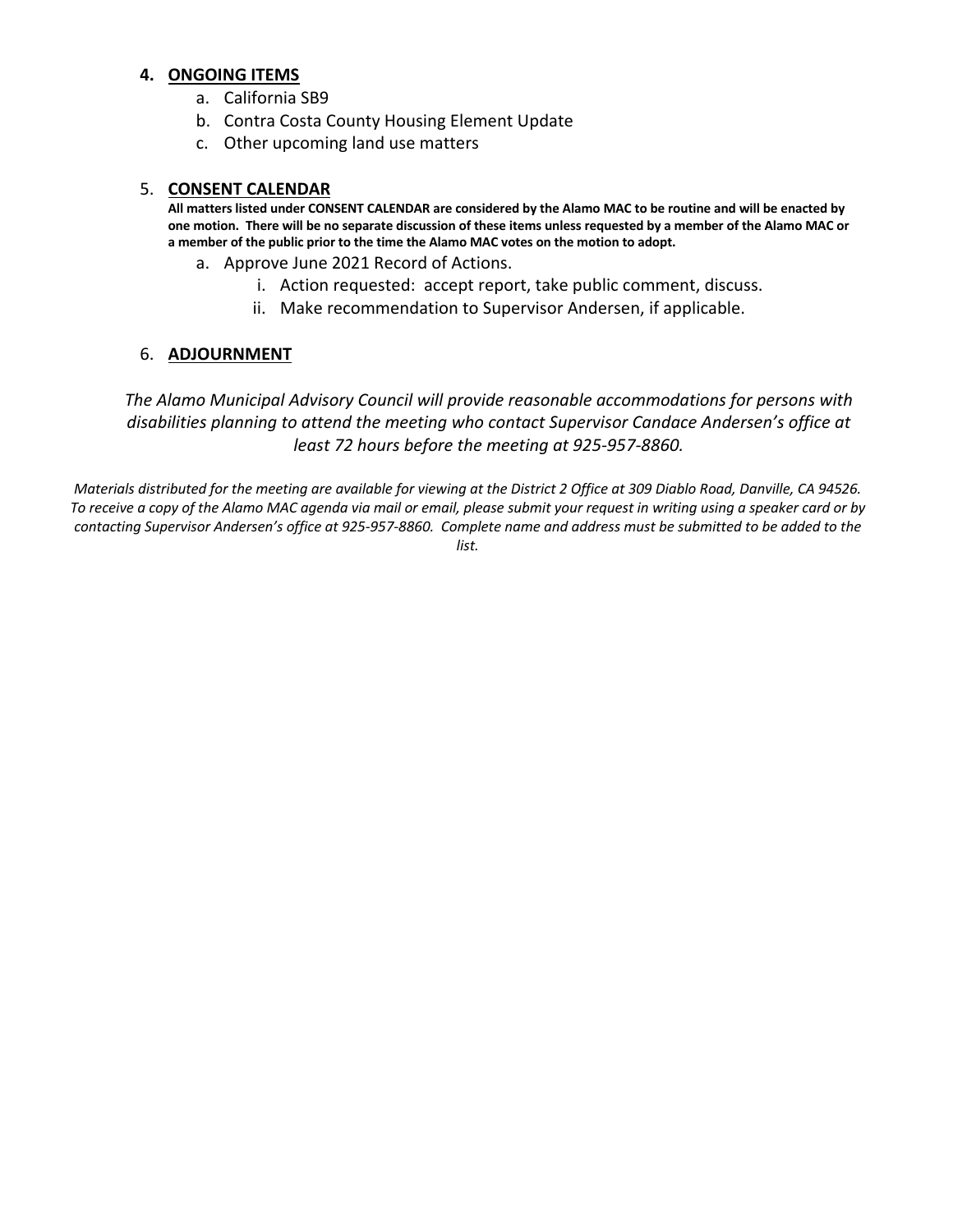4. **ONGOING ITEMS**
    a. California SB9
    b. Contra Costa County Housing Element Update
    c. Other upcoming land use matters

5. **CONSENT CALENDAR**

   **All matters listed under CONSENT CALENDAR are considered by the Alamo MAC to be routine and will be enacted by one motion. There will be no separate discussion of these items unless requested by a member of the Alamo MAC or a member of the public prior to the time the Alamo MAC votes on the motion to adopt.**

    a. Approve June 2021 Record of Actions.
        i. Action requested: accept report, take public comment, discuss.
        ii. Make recommendation to Supervisor Andersen, if applicable.

6. **ADJOURNMENT**

*The Alamo Municipal Advisory Council will provide reasonable accommodations for persons with disabilities planning to attend the meeting who contact Supervisor Candace Andersen's office at least 72 hours before the meeting at 925-957-8860.*

*Materials distributed for the meeting are available for viewing at the District 2 Office at 309 Diablo Road, Danville, CA 94526. To receive a copy of the Alamo MAC agenda via mail or email, please submit your request in writing using a speaker card or by contacting Supervisor Andersen's office at 925-957-8860. Complete name and address must be submitted to be added to the list.*